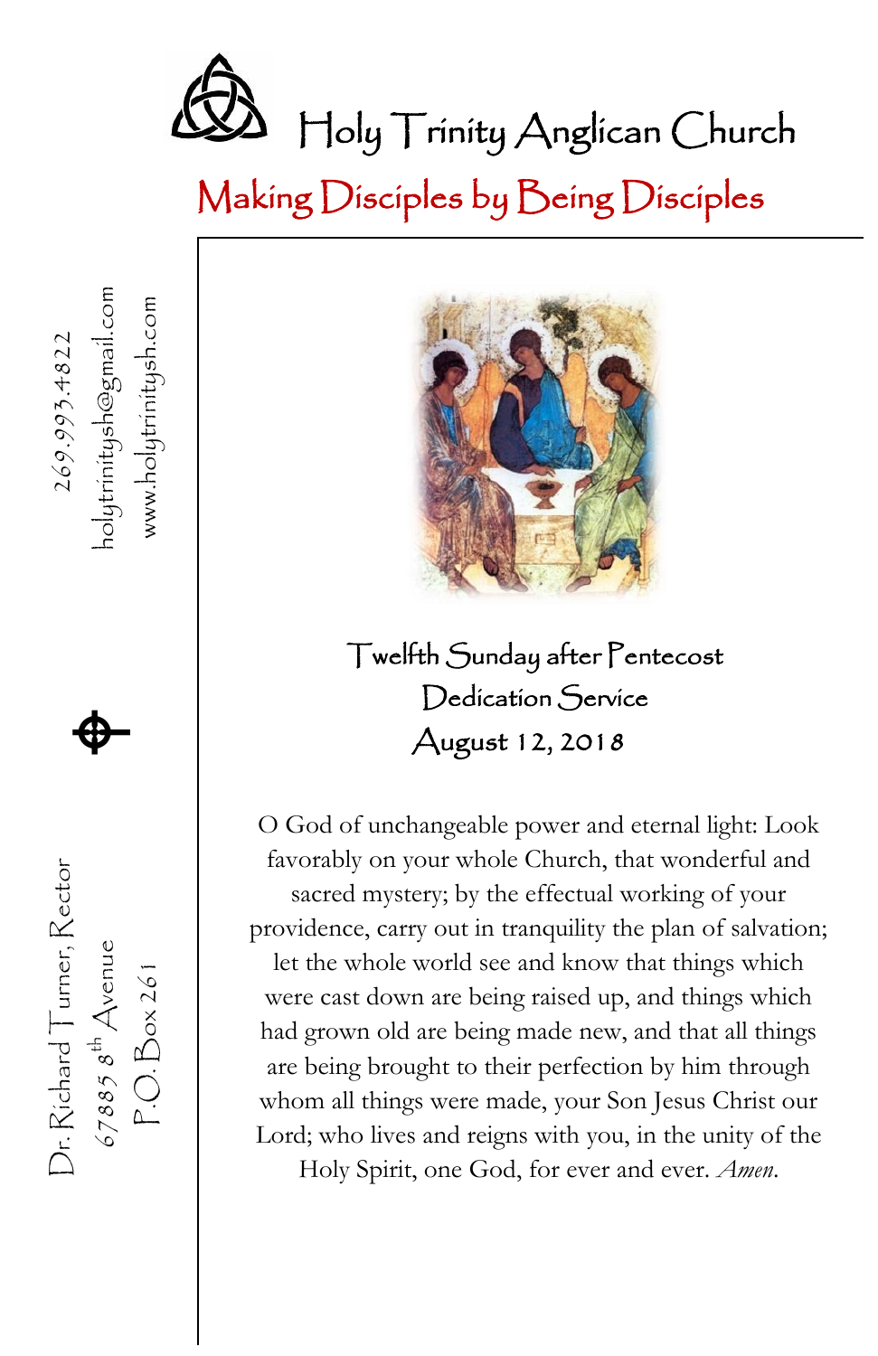# Holy Trinity Anglican Church

## Making Disciples by Being Disciples

269.993.4822

holytrinitysh@gmail.com

www.holytrinitysh.com

Dr. Richard Turner, Rector

67885 8th Avenue

P.O. Box 261

### Twelfth Sunday after Pentecost
### Dedication Service
### August 12, 2018

O God of unchangeable power and eternal light: Look favorably on your whole Church, that wonderful and sacred mystery; by the effectual working of your providence, carry out in tranquility the plan of salvation; let the whole world see and know that things which were cast down are being raised up, and things which had grown old are being made new, and that all things are being brought to their perfection by him through whom all things were made, your Son Jesus Christ our Lord; who lives and reigns with you, in the unity of the Holy Spirit, one God, for ever and ever. *Amen.*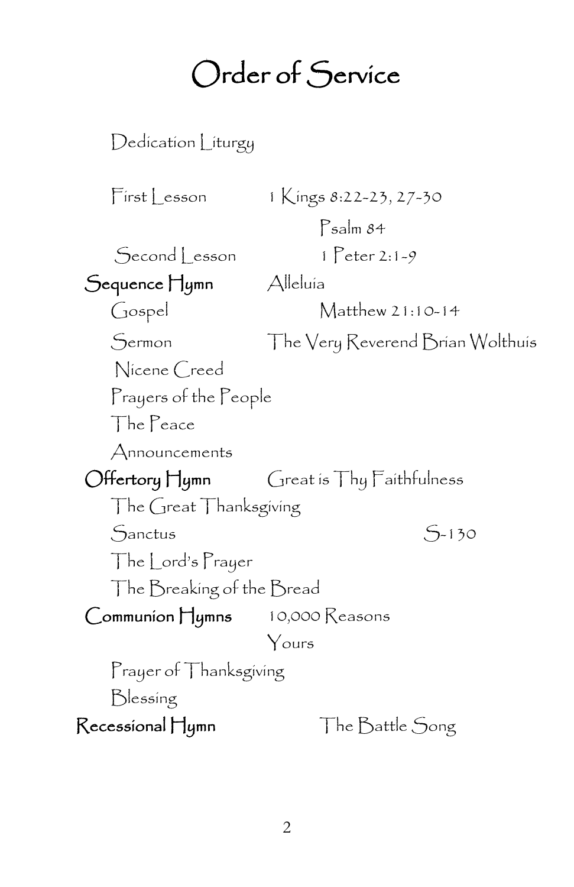# Order of Service

Dedication Liturgy

First Lesson 1 Kings 8:22-23, 27-30

Psalm 84

Second Lesson 1 Peter 2:1-9

**Sequence Hymn** Alleluia

Gospel Matthew 21:10-14

Sermon The Very Reverend Brian Wolthuis

Nicene Creed

Prayers of the People

The Peace

Announcements

**Offertory Hymn** Great is Thy Faithfulness

The Great Thanksgiving

Sanctus S-130

The Lord's Prayer

The Breaking of the Bread

**Communion Hymns** 10,000 Reasons

Yours

Prayer of Thanksgiving

Blessing

**Recessional Hymn** The Battle Song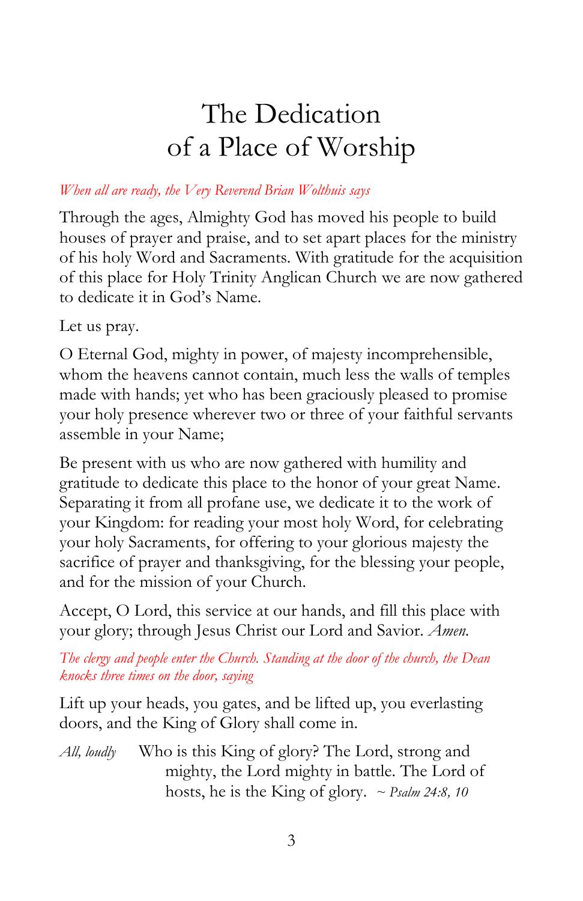# The Dedication of a Place of Worship

*When all are ready, the Very Reverend Brian Wolthuis says*

Through the ages, Almighty God has moved his people to build houses of prayer and praise, and to set apart places for the ministry of his holy Word and Sacraments. With gratitude for the acquisition of this place for Holy Trinity Anglican Church we are now gathered to dedicate it in God's Name.

Let us pray.

O Eternal God, mighty in power, of majesty incomprehensible, whom the heavens cannot contain, much less the walls of temples made with hands; yet who has been graciously pleased to promise your holy presence wherever two or three of your faithful servants assemble in your Name;

Be present with us who are now gathered with humility and gratitude to dedicate this place to the honor of your great Name. Separating it from all profane use, we dedicate it to the work of your Kingdom: for reading your most holy Word, for celebrating your holy Sacraments, for offering to your glorious majesty the sacrifice of prayer and thanksgiving, for the blessing your people, and for the mission of your Church.

Accept, O Lord, this service at our hands, and fill this place with your glory; through Jesus Christ our Lord and Savior. *Amen.*

*The clergy and people enter the Church. Standing at the door of the church, the Dean knocks three times on the door, saying*

Lift up your heads, you gates, and be lifted up, you everlasting doors, and the King of Glory shall come in.

*All, loudly* Who is this King of glory? The Lord, strong and mighty, the Lord mighty in battle. The Lord of hosts, he is the King of glory. *~ Psalm 24:8, 10*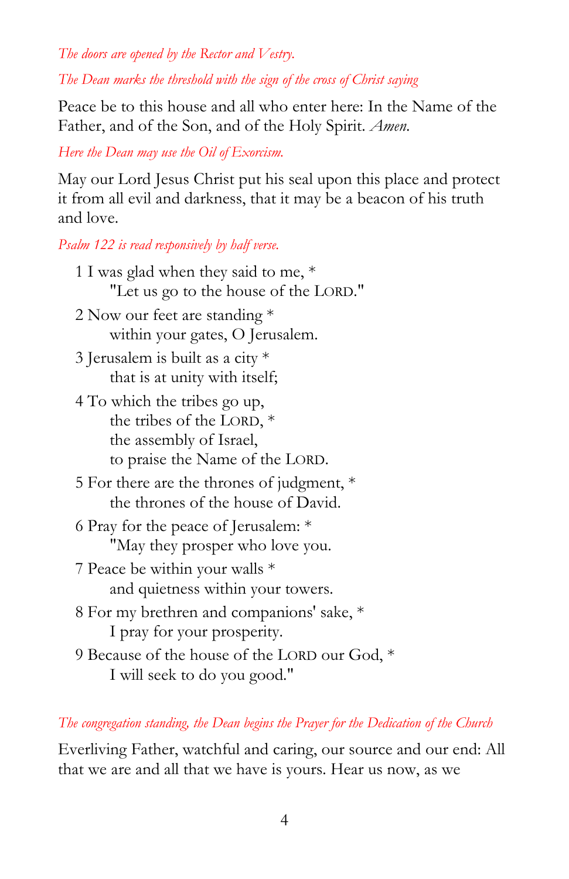*The doors are opened by the Rector and Vestry.*

*The Dean marks the threshold with the sign of the cross of Christ saying*

Peace be to this house and all who enter here: In the Name of the Father, and of the Son, and of the Holy Spirit. *Amen.*

*Here the Dean may use the Oil of Exorcism.*

May our Lord Jesus Christ put his seal upon this place and protect it from all evil and darkness, that it may be a beacon of his truth and love.

*Psalm 122 is read responsively by half verse.*

1 I was glad when they said to me, *
  "Let us go to the house of the LORD."

2 Now our feet are standing *
  within your gates, O Jerusalem.

3 Jerusalem is built as a city *
  that is at unity with itself;

4 To which the tribes go up,
  the tribes of the LORD, *
  the assembly of Israel,
  to praise the Name of the LORD.

5 For there are the thrones of judgment, *
  the thrones of the house of David.

6 Pray for the peace of Jerusalem: *
  "May they prosper who love you.

7 Peace be within your walls *
  and quietness within your towers.

8 For my brethren and companions' sake, *
  I pray for your prosperity.

9 Because of the house of the LORD our God, *
  I will seek to do you good."

*The congregation standing, the Dean begins the Prayer for the Dedication of the Church*

Everliving Father, watchful and caring, our source and our end: All that we are and all that we have is yours. Hear us now, as we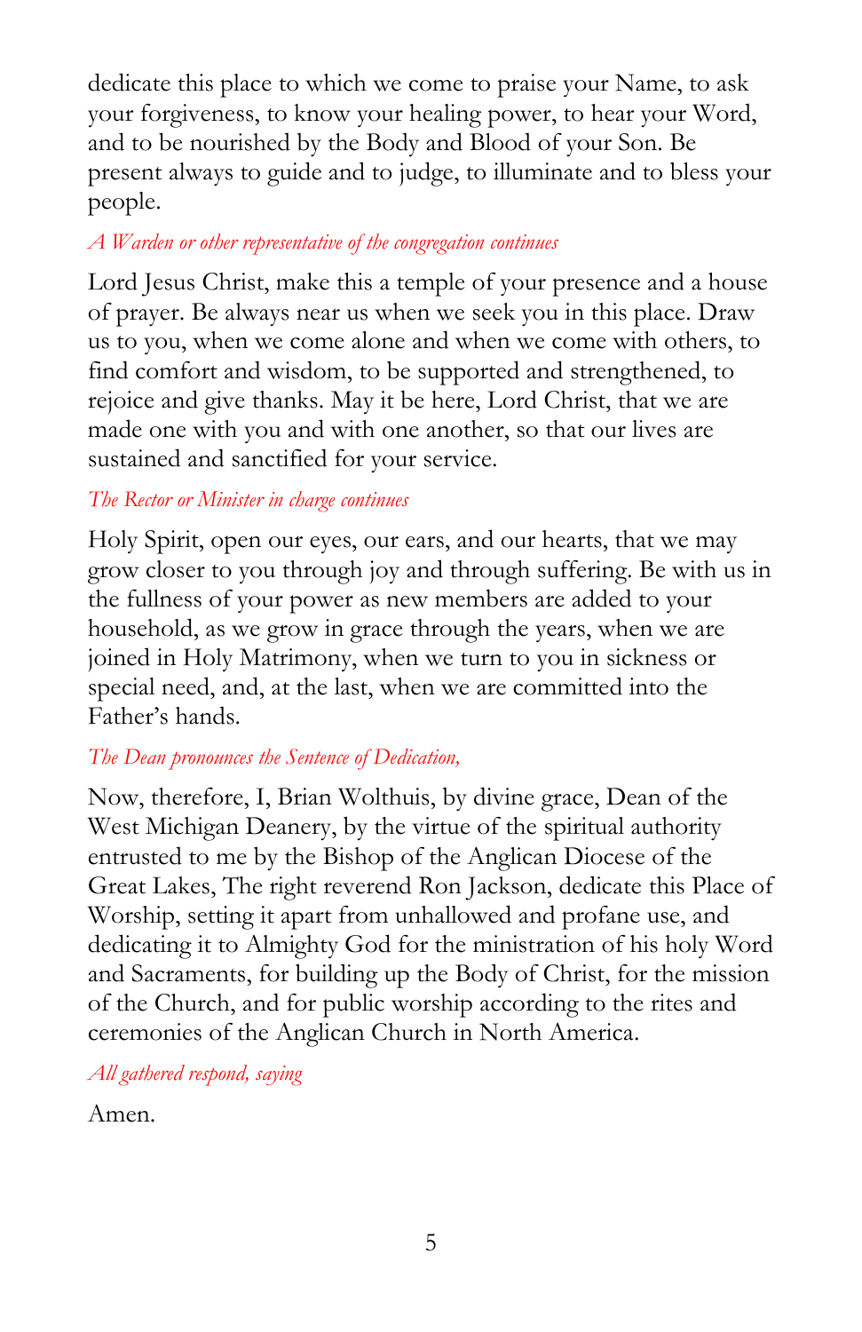dedicate this place to which we come to praise your Name, to ask your forgiveness, to know your healing power, to hear your Word, and to be nourished by the Body and Blood of your Son. Be present always to guide and to judge, to illuminate and to bless your people.

*A Warden or other representative of the congregation continues*

Lord Jesus Christ, make this a temple of your presence and a house of prayer. Be always near us when we seek you in this place. Draw us to you, when we come alone and when we come with others, to find comfort and wisdom, to be supported and strengthened, to rejoice and give thanks. May it be here, Lord Christ, that we are made one with you and with one another, so that our lives are sustained and sanctified for your service.

*The Rector or Minister in charge continues*

Holy Spirit, open our eyes, our ears, and our hearts, that we may grow closer to you through joy and through suffering. Be with us in the fullness of your power as new members are added to your household, as we grow in grace through the years, when we are joined in Holy Matrimony, when we turn to you in sickness or special need, and, at the last, when we are committed into the Father's hands.

*The Dean pronounces the Sentence of Dedication,*

Now, therefore, I, Brian Wolthuis, by divine grace, Dean of the West Michigan Deanery, by the virtue of the spiritual authority entrusted to me by the Bishop of the Anglican Diocese of the Great Lakes, The right reverend Ron Jackson, dedicate this Place of Worship, setting it apart from unhallowed and profane use, and dedicating it to Almighty God for the ministration of his holy Word and Sacraments, for building up the Body of Christ, for the mission of the Church, and for public worship according to the rites and ceremonies of the Anglican Church in North America.

*All gathered respond, saying*

Amen.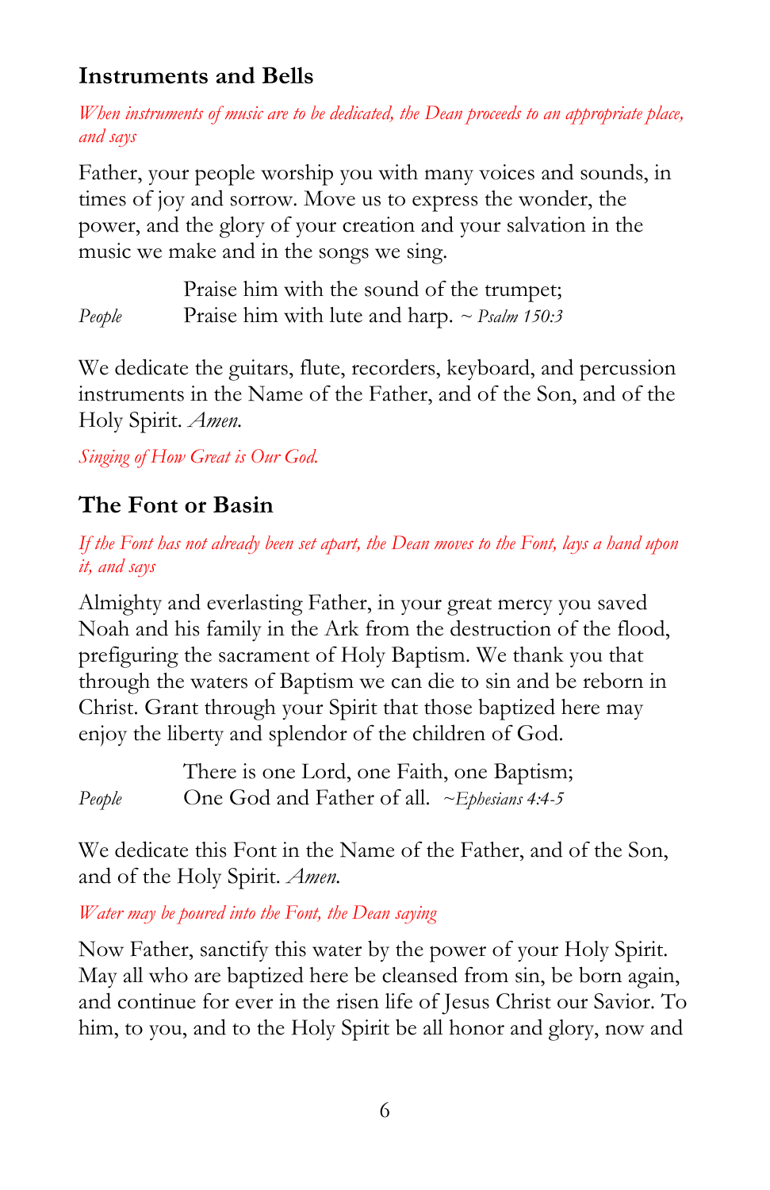## Instruments and Bells

*When instruments of music are to be dedicated, the Dean proceeds to an appropriate place, and says*

Father, your people worship you with many voices and sounds, in times of joy and sorrow. Move us to express the wonder, the power, and the glory of your creation and your salvation in the music we make and in the songs we sing.

Praise him with the sound of the trumpet;
*People* Praise him with lute and harp. ~ *Psalm 150:3*

We dedicate the guitars, flute, recorders, keyboard, and percussion instruments in the Name of the Father, and of the Son, and of the Holy Spirit. *Amen.*

*Singing of How Great is Our God.*

## The Font or Basin

*If the Font has not already been set apart, the Dean moves to the Font, lays a hand upon it, and says*

Almighty and everlasting Father, in your great mercy you saved Noah and his family in the Ark from the destruction of the flood, prefiguring the sacrament of Holy Baptism. We thank you that through the waters of Baptism we can die to sin and be reborn in Christ. Grant through your Spirit that those baptized here may enjoy the liberty and splendor of the children of God.

There is one Lord, one Faith, one Baptism;
*People* One God and Father of all. ~*Ephesians 4:4-5*

We dedicate this Font in the Name of the Father, and of the Son, and of the Holy Spirit. *Amen.*

*Water may be poured into the Font, the Dean saying*

Now Father, sanctify this water by the power of your Holy Spirit. May all who are baptized here be cleansed from sin, be born again, and continue for ever in the risen life of Jesus Christ our Savior. To him, to you, and to the Holy Spirit be all honor and glory, now and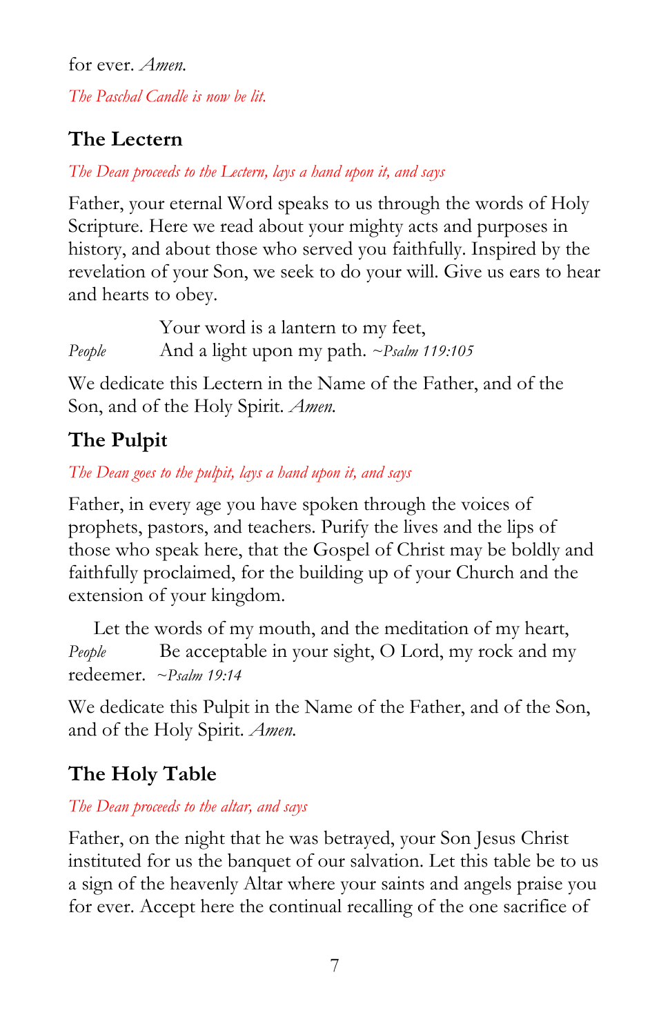for ever. *Amen.*

*The Paschal Candle is now be lit.*

## The Lectern

*The Dean proceeds to the Lectern, lays a hand upon it, and says*

Father, your eternal Word speaks to us through the words of Holy Scripture. Here we read about your mighty acts and purposes in history, and about those who served you faithfully. Inspired by the revelation of your Son, we seek to do your will. Give us ears to hear and hearts to obey.

Your word is a lantern to my feet,
*People* And a light upon my path. *~Psalm 119:105*

We dedicate this Lectern in the Name of the Father, and of the Son, and of the Holy Spirit. *Amen.*

## The Pulpit

*The Dean goes to the pulpit, lays a hand upon it, and says*

Father, in every age you have spoken through the voices of prophets, pastors, and teachers. Purify the lives and the lips of those who speak here, that the Gospel of Christ may be boldly and faithfully proclaimed, for the building up of your Church and the extension of your kingdom.

Let the words of my mouth, and the meditation of my heart,
*People* Be acceptable in your sight, O Lord, my rock and my redeemer. *~Psalm 19:14*

We dedicate this Pulpit in the Name of the Father, and of the Son, and of the Holy Spirit. *Amen.*

## The Holy Table

*The Dean proceeds to the altar, and says*

Father, on the night that he was betrayed, your Son Jesus Christ instituted for us the banquet of our salvation. Let this table be to us a sign of the heavenly Altar where your saints and angels praise you for ever. Accept here the continual recalling of the one sacrifice of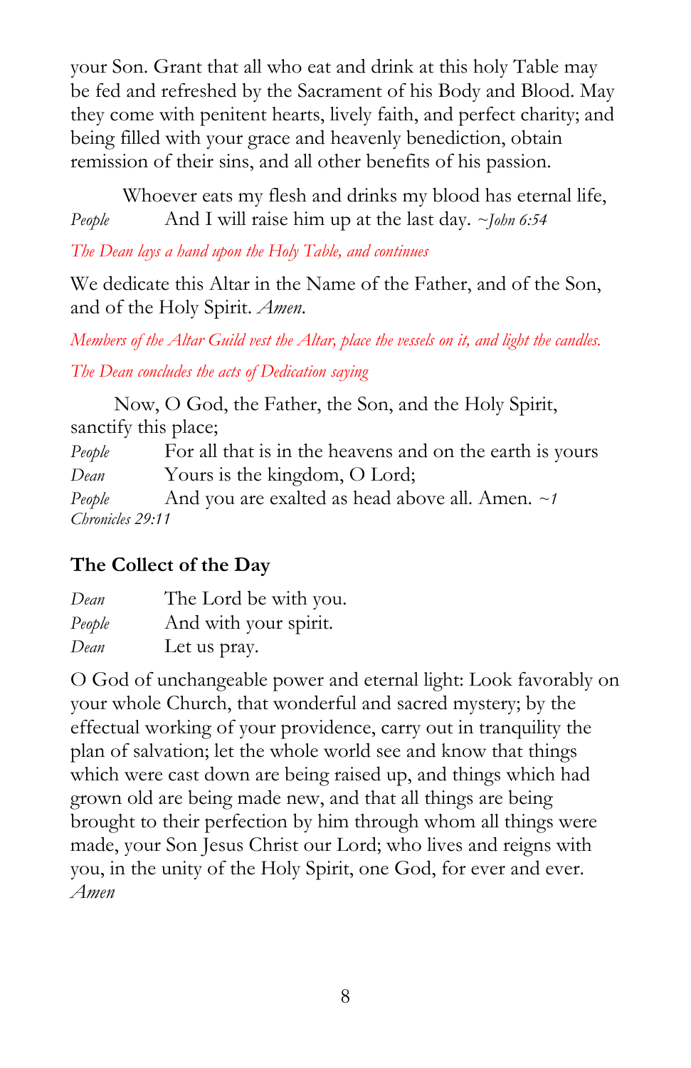your Son. Grant that all who eat and drink at this holy Table may be fed and refreshed by the Sacrament of his Body and Blood. May they come with penitent hearts, lively faith, and perfect charity; and being filled with your grace and heavenly benediction, obtain remission of their sins, and all other benefits of his passion.

Whoever eats my flesh and drinks my blood has eternal life,

*People* And I will raise him up at the last day. ~*John 6:54*

*The Dean lays a hand upon the Holy Table, and continues*

We dedicate this Altar in the Name of the Father, and of the Son, and of the Holy Spirit. *Amen.*

*Members of the Altar Guild vest the Altar, place the vessels on it, and light the candles.*

*The Dean concludes the acts of Dedication saying*

Now, O God, the Father, the Son, and the Holy Spirit, sanctify this place;

*People* For all that is in the heavens and on the earth is yours

*Dean* Yours is the kingdom, O Lord;

*People* And you are exalted as head above all. Amen. ~*1 Chronicles 29:11*

### The Collect of the Day

*Dean* The Lord be with you.

*People* And with your spirit.

*Dean* Let us pray.

O God of unchangeable power and eternal light: Look favorably on your whole Church, that wonderful and sacred mystery; by the effectual working of your providence, carry out in tranquility the plan of salvation; let the whole world see and know that things which were cast down are being raised up, and things which had grown old are being made new, and that all things are being brought to their perfection by him through whom all things were made, your Son Jesus Christ our Lord; who lives and reigns with you, in the unity of the Holy Spirit, one God, for ever and ever. *Amen*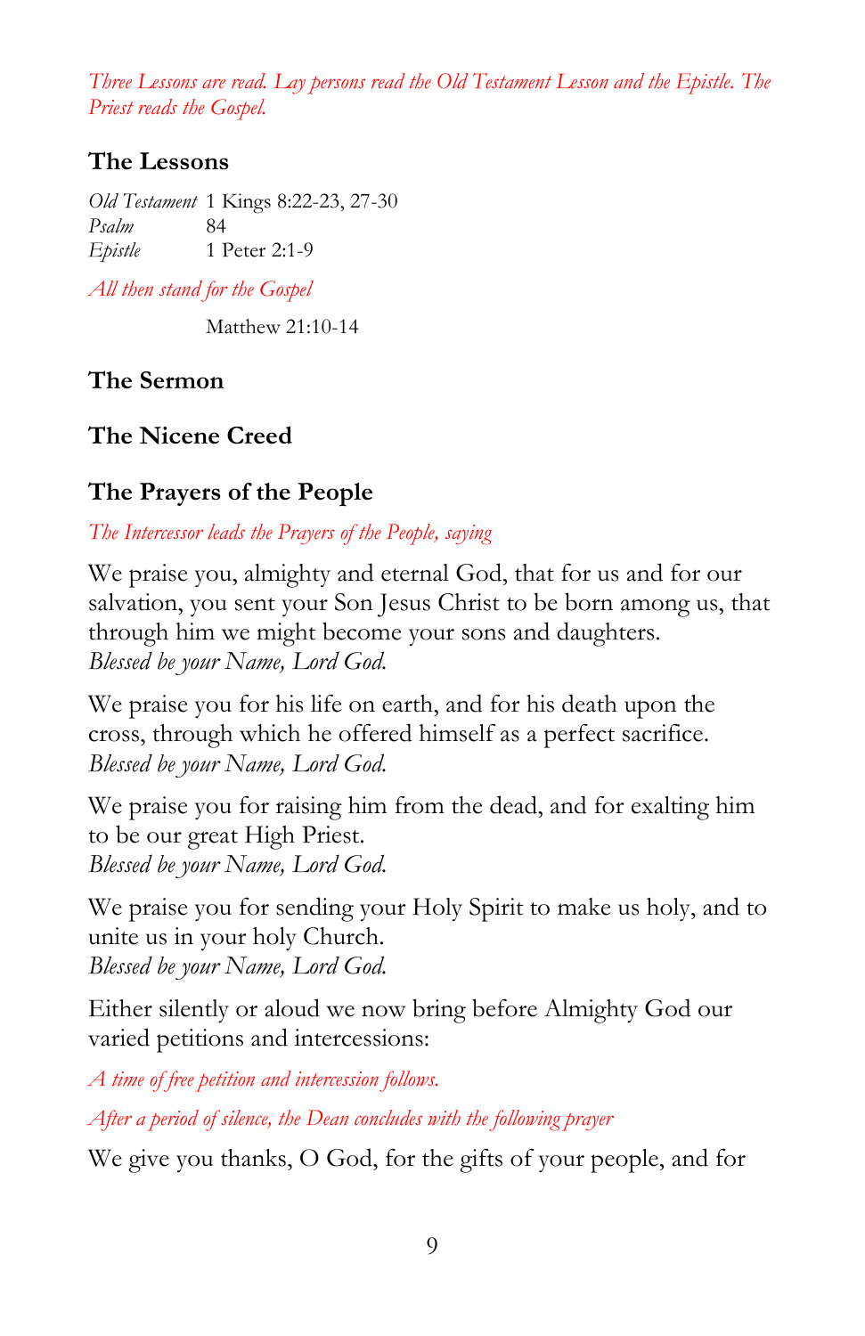*Three Lessons are read. Lay persons read the Old Testament Lesson and the Epistle. The Priest reads the Gospel.*

## The Lessons

*Old Testament* 1 Kings 8:22-23, 27-30
*Psalm* 84
*Epistle* 1 Peter 2:1-9

*All then stand for the Gospel*

Matthew 21:10-14

## The Sermon

## The Nicene Creed

## The Prayers of the People

*The Intercessor leads the Prayers of the People, saying*

We praise you, almighty and eternal God, that for us and for our salvation, you sent your Son Jesus Christ to be born among us, that through him we might become your sons and daughters.
*Blessed be your Name, Lord God.*

We praise you for his life on earth, and for his death upon the cross, through which he offered himself as a perfect sacrifice.
*Blessed be your Name, Lord God.*

We praise you for raising him from the dead, and for exalting him to be our great High Priest.
*Blessed be your Name, Lord God.*

We praise you for sending your Holy Spirit to make us holy, and to unite us in your holy Church.
*Blessed be your Name, Lord God.*

Either silently or aloud we now bring before Almighty God our varied petitions and intercessions:

*A time of free petition and intercession follows.*

*After a period of silence, the Dean concludes with the following prayer*

We give you thanks, O God, for the gifts of your people, and for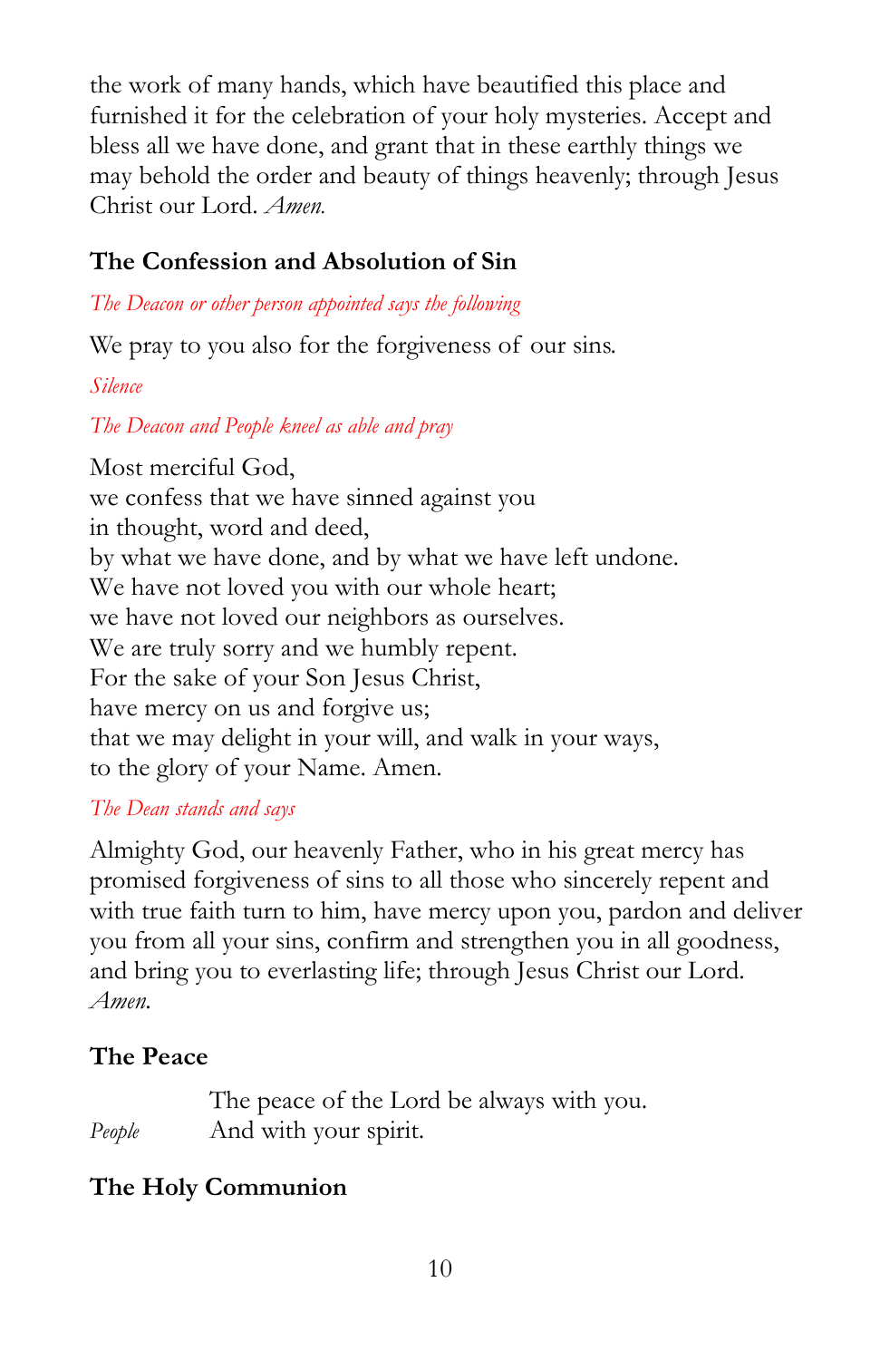the work of many hands, which have beautified this place and furnished it for the celebration of your holy mysteries. Accept and bless all we have done, and grant that in these earthly things we may behold the order and beauty of things heavenly; through Jesus Christ our Lord. *Amen.*

## The Confession and Absolution of Sin

*The Deacon or other person appointed says the following*

We pray to you also for the forgiveness of our sins.

*Silence*

*The Deacon and People kneel as able and pray*

Most merciful God,
we confess that we have sinned against you
in thought, word and deed,
by what we have done, and by what we have left undone.
We have not loved you with our whole heart;
we have not loved our neighbors as ourselves.
We are truly sorry and we humbly repent.
For the sake of your Son Jesus Christ,
have mercy on us and forgive us;
that we may delight in your will, and walk in your ways,
to the glory of your Name. Amen.

*The Dean stands and says*

Almighty God, our heavenly Father, who in his great mercy has promised forgiveness of sins to all those who sincerely repent and with true faith turn to him, have mercy upon you, pardon and deliver you from all your sins, confirm and strengthen you in all goodness, and bring you to everlasting life; through Jesus Christ our Lord. *Amen.*

## The Peace

The peace of the Lord be always with you.
*People* And with your spirit.

## The Holy Communion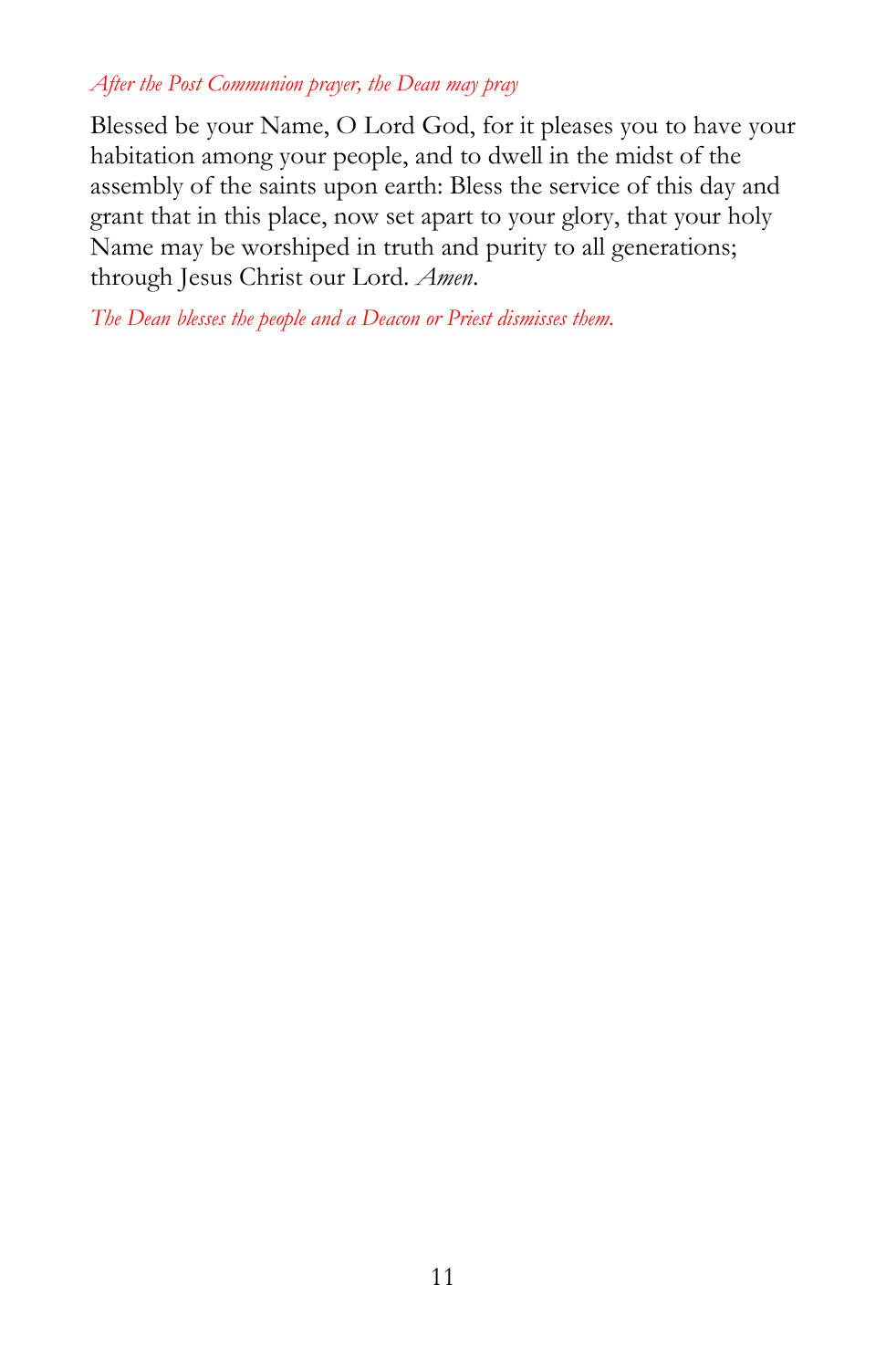*After the Post Communion prayer, the Dean may pray*

Blessed be your Name, O Lord God, for it pleases you to have your habitation among your people, and to dwell in the midst of the assembly of the saints upon earth: Bless the service of this day and grant that in this place, now set apart to your glory, that your holy Name may be worshiped in truth and purity to all generations; through Jesus Christ our Lord. *Amen*.

*The Dean blesses the people and a Deacon or Priest dismisses them.*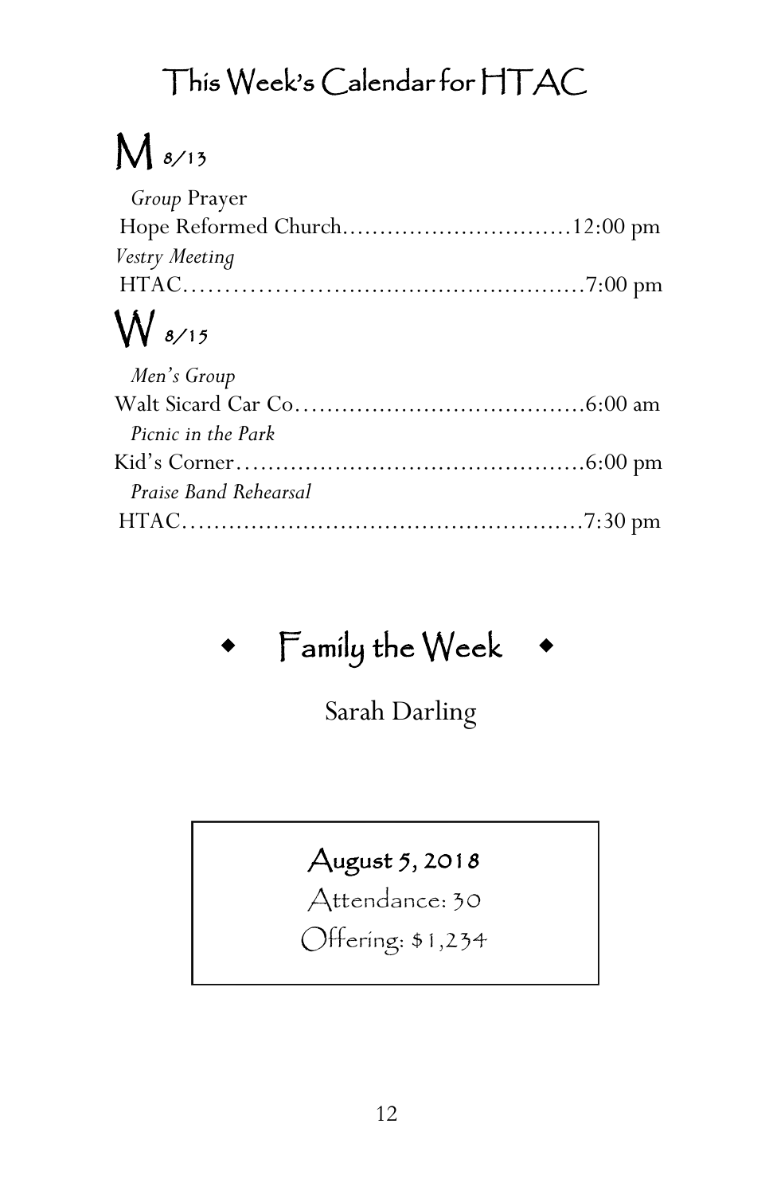# This Week's Calendar for HTAC

## M 8/13

*Group* Prayer
Hope Reformed Church……………………………12:00 pm
*Vestry Meeting*
HTAC………………………………………………7:00 pm

## W 8/15

*Men's Group*
Walt Sicard Car Co…………………………………6:00 am
*Picnic in the Park*
Kid's Corner…………………………………………6:00 pm
*Praise Band Rehearsal*
HTAC………………………………………………7:30 pm

## ◆ Family the Week ◆

Sarah Darling

**August 5, 2018**

Attendance: 30

Offering: $1,234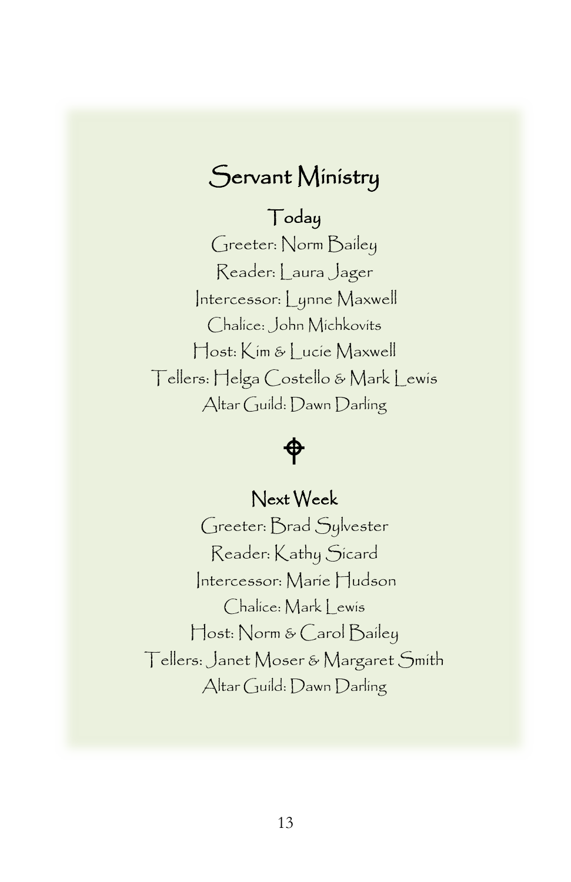# Servant Ministry

## Today

Greeter: Norm Bailey

Reader: Laura Jager

Intercessor: Lynne Maxwell

Chalice: John Michkovits

Host: Kim & Lucie Maxwell

Tellers: Helga Costello & Mark Lewis

Altar Guild: Dawn Darling

## Next Week

Greeter: Brad Sylvester

Reader: Kathy Sicard

Intercessor: Marie Hudson

Chalice: Mark Lewis

Host: Norm & Carol Bailey

Tellers: Janet Moser & Margaret Smith

Altar Guild: Dawn Darling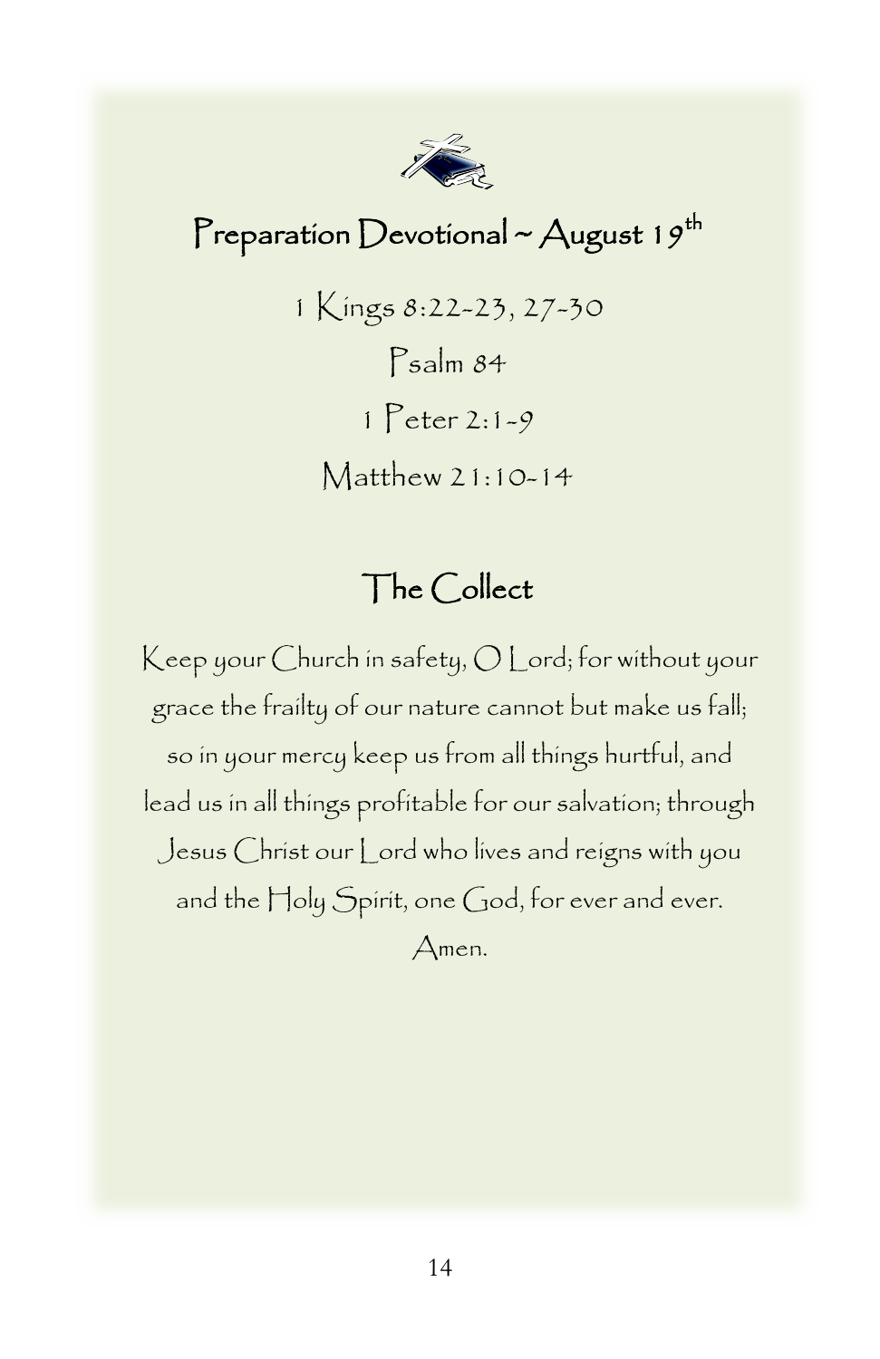## Preparation Devotional ~ August 19th

1 Kings 8:22-23, 27-30

Psalm 84

1 Peter 2:1-9

Matthew 21:10-14

## The Collect

Keep your Church in safety, O Lord; for without your grace the frailty of our nature cannot but make us fall; so in your mercy keep us from all things hurtful, and lead us in all things profitable for our salvation; through Jesus Christ our Lord who lives and reigns with you and the Holy Spirit, one God, for ever and ever. Amen.